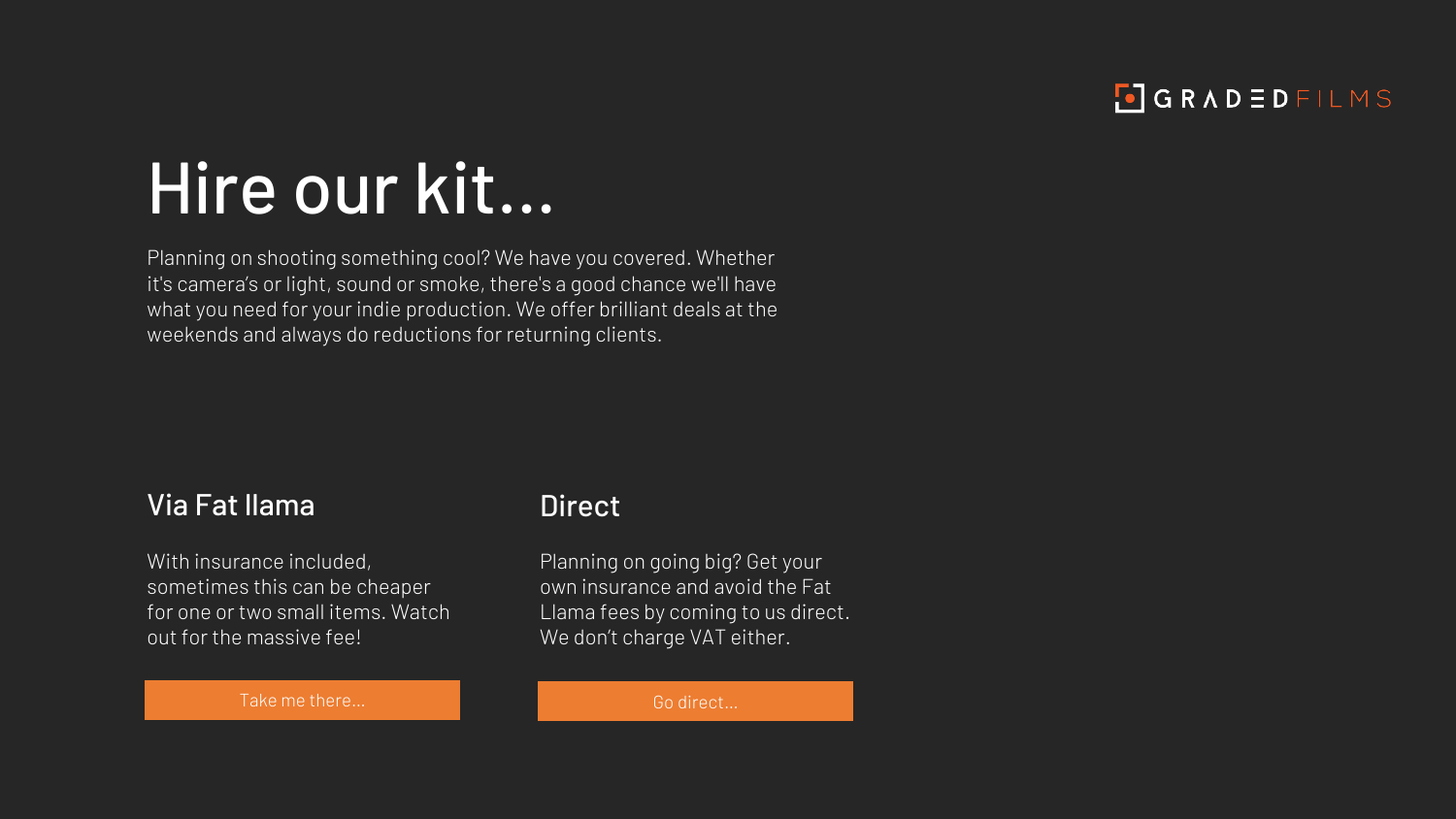GRADEDFILMS

# Hire our kit...

Planning on shooting something cool? We have you covered. Whether it's camera's or light, sound or smoke, there's a good chance we'll have what you need for your indie production. We offer brilliant deals at the weekends and always do reductions for returning clients.

## Via Fat llama

With insurance included, sometimes this can be cheaper for one or two small items. Watch out for the massive fee!

Take me there...

## Direct

Planning on going big? Get your own insurance and avoid the Fat Llama fees by coming to us direct. We don't charge VAT either.

Go direct...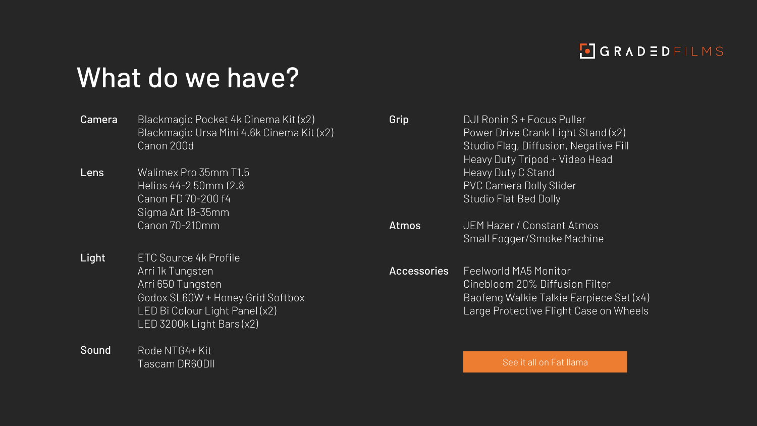# What do we have?

**Camera**
- Blackmagic Pocket 4k Cinema Kit (x2)
- Blackmagic Ursa Mini 4.6k Cinema Kit (x2)
- Canon 200d

**Lens**
- Walimex Pro 35mm T1.5
- Helios 44-2 50mm f2.8
- Canon FD 70-200 f4
- Sigma Art 18-35mm
- Canon 70-210mm

**Light**
- ETC Source 4k Profile
- Arri 1k Tungsten
- Arri 650 Tungsten
- Godox SL60W + Honey Grid Softbox
- LED Bi Colour Light Panel (x2)
- LED 3200k Light Bars (x2)

**Sound**
- Rode NTG4+ Kit
- Tascam DR60DII

**Grip**
- DJI Ronin S + Focus Puller
- Power Drive Crank Light Stand (x2)
- Studio Flag, Diffusion, Negative Fill
- Heavy Duty Tripod + Video Head
- Heavy Duty C Stand
- PVC Camera Dolly Slider
- Studio Flat Bed Dolly

**Atmos**
- JEM Hazer / Constant Atmos
- Small Fogger/Smoke Machine

**Accessories**
- Feelworld MA5 Monitor
- Cinebloom 20% Diffusion Filter
- Baofeng Walkie Talkie Earpiece Set (x4)
- Large Protective Flight Case on Wheels

See it all on Fat llama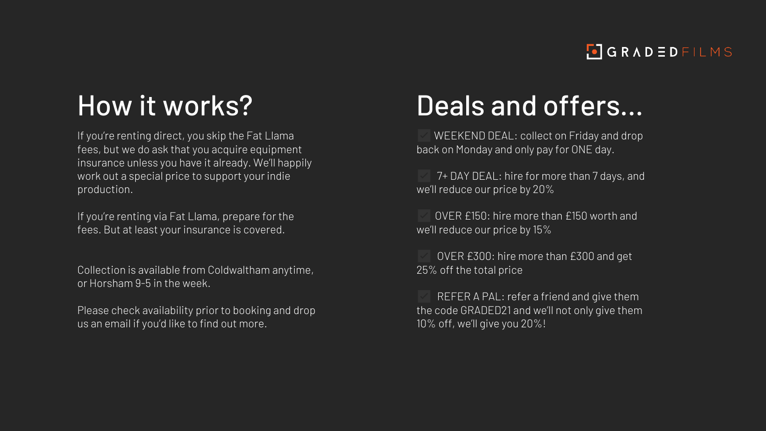GRADEDFILMS

## How it works?

If you're renting direct, you skip the Fat Llama fees, but we do ask that you acquire equipment insurance unless you have it already. We'll happily work out a special price to support your indie production.

If you're renting via Fat Llama, prepare for the fees. But at least your insurance is covered.

Collection is available from Coldwaltham anytime, or Horsham 9-5 in the week.

Please check availability prior to booking and drop us an email if you'd like to find out more.

## Deals and offers...

- ✓ WEEKEND DEAL: collect on Friday and drop back on Monday and only pay for ONE day.
- ✓ 7+ DAY DEAL: hire for more than 7 days, and we'll reduce our price by 20%
- ✓ OVER £150: hire more than £150 worth and we'll reduce our price by 15%
- ✓ OVER £300: hire more than £300 and get 25% off the total price
- ✓ REFER A PAL: refer a friend and give them the code GRADED21 and we'll not only give them 10% off, we'll give you 20%!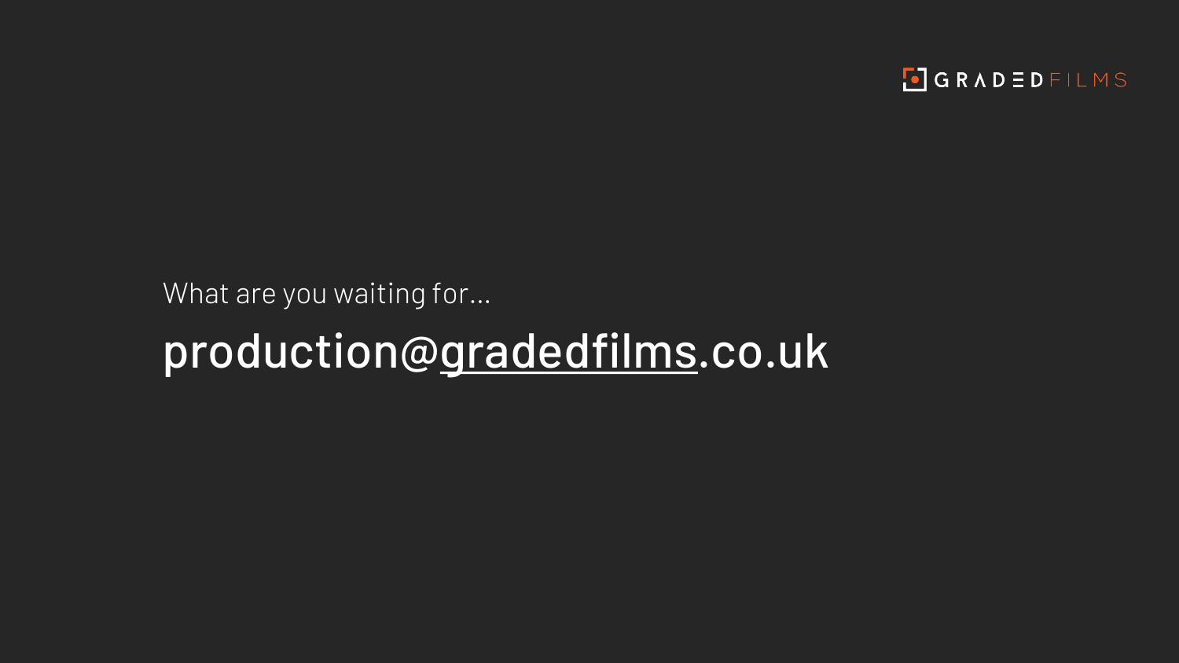GRADEDFILMS

What are you waiting for...

production@gradedfilms.co.uk